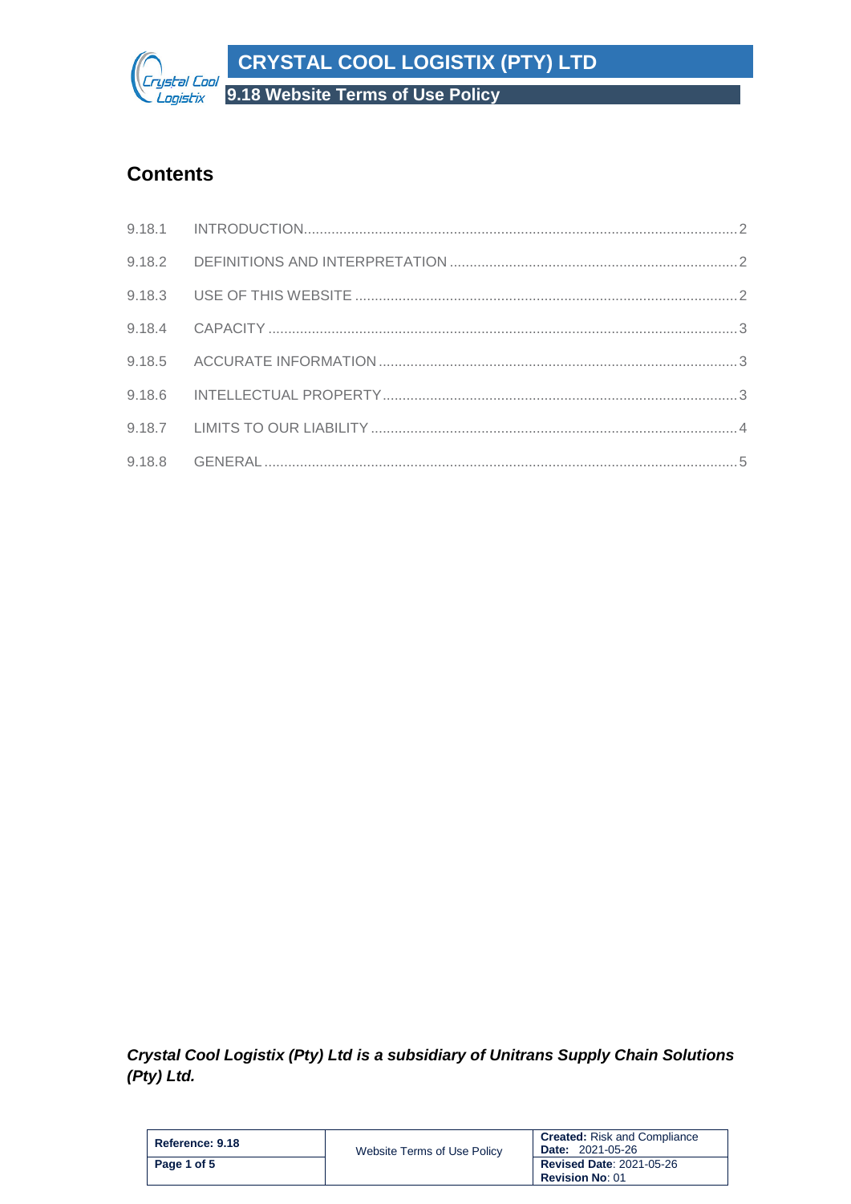## Contents

| | | |
|---|---|---|
| 9.18.1 | INTRODUCTION | 2 |
| 9.18.2 | DEFINITIONS AND INTERPRETATION | 2 |
| 9.18.3 | USE OF THIS WEBSITE | 2 |
| 9.18.4 | CAPACITY | 3 |
| 9.18.5 | ACCURATE INFORMATION | 3 |
| 9.18.6 | INTELLECTUAL PROPERTY | 3 |
| 9.18.7 | LIMITS TO OUR LIABILITY | 4 |
| 9.18.8 | GENERAL | 5 |

***Crystal Cool Logistix (Pty) Ltd is a subsidiary of Unitrans Supply Chain Solutions (Pty) Ltd.***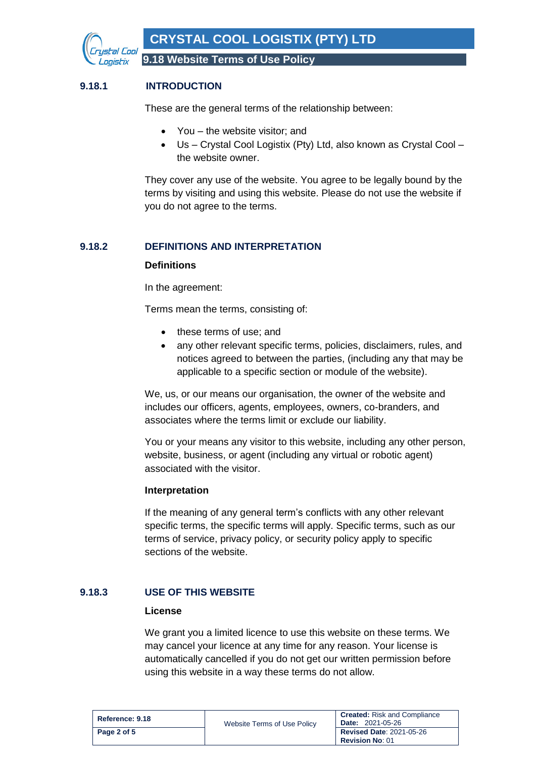## 9.18.1 INTRODUCTION

These are the general terms of the relationship between:

- You – the website visitor; and
- Us – Crystal Cool Logistix (Pty) Ltd, also known as Crystal Cool – the website owner.

They cover any use of the website. You agree to be legally bound by the terms by visiting and using this website. Please do not use the website if you do not agree to the terms.

## 9.18.2 DEFINITIONS AND INTERPRETATION

**Definitions**

In the agreement:

Terms mean the terms, consisting of:

- these terms of use; and
- any other relevant specific terms, policies, disclaimers, rules, and notices agreed to between the parties, (including any that may be applicable to a specific section or module of the website).

We, us, or our means our organisation, the owner of the website and includes our officers, agents, employees, owners, co-branders, and associates where the terms limit or exclude our liability.

You or your means any visitor to this website, including any other person, website, business, or agent (including any virtual or robotic agent) associated with the visitor.

**Interpretation**

If the meaning of any general term's conflicts with any other relevant specific terms, the specific terms will apply. Specific terms, such as our terms of service, privacy policy, or security policy apply to specific sections of the website.

## 9.18.3 USE OF THIS WEBSITE

**License**

We grant you a limited licence to use this website on these terms. We may cancel your licence at any time for any reason. Your license is automatically cancelled if you do not get our written permission before using this website in a way these terms do not allow.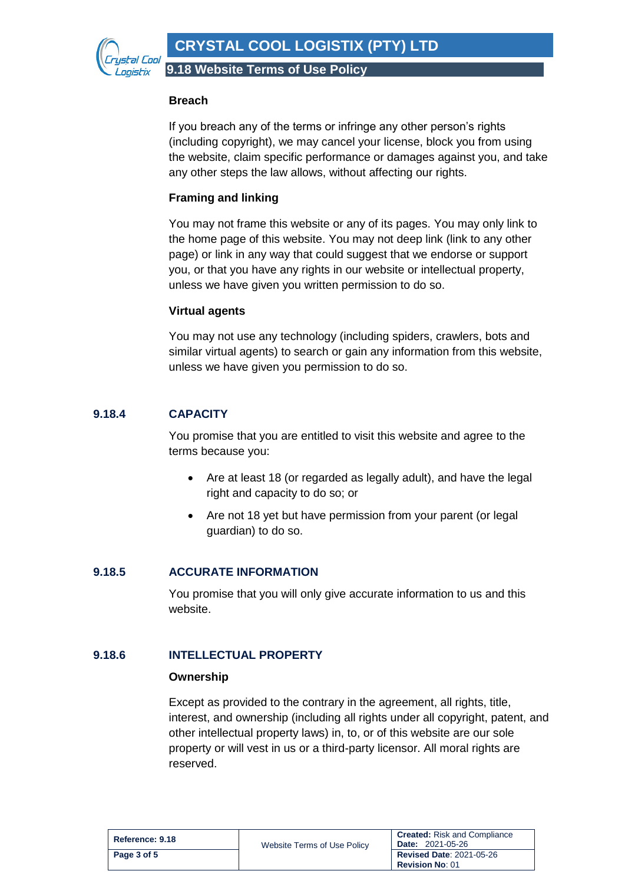#### Breach

If you breach any of the terms or infringe any other person's rights (including copyright), we may cancel your license, block you from using the website, claim specific performance or damages against you, and take any other steps the law allows, without affecting our rights.

#### Framing and linking

You may not frame this website or any of its pages. You may only link to the home page of this website. You may not deep link (link to any other page) or link in any way that could suggest that we endorse or support you, or that you have any rights in our website or intellectual property, unless we have given you written permission to do so.

#### Virtual agents

You may not use any technology (including spiders, crawlers, bots and similar virtual agents) to search or gain any information from this website, unless we have given you permission to do so.

### 9.18.4 CAPACITY

You promise that you are entitled to visit this website and agree to the terms because you:

- Are at least 18 (or regarded as legally adult), and have the legal right and capacity to do so; or
- Are not 18 yet but have permission from your parent (or legal guardian) to do so.

### 9.18.5 ACCURATE INFORMATION

You promise that you will only give accurate information to us and this website.

### 9.18.6 INTELLECTUAL PROPERTY

#### Ownership

Except as provided to the contrary in the agreement, all rights, title, interest, and ownership (including all rights under all copyright, patent, and other intellectual property laws) in, to, or of this website are our sole property or will vest in us or a third-party licensor. All moral rights are reserved.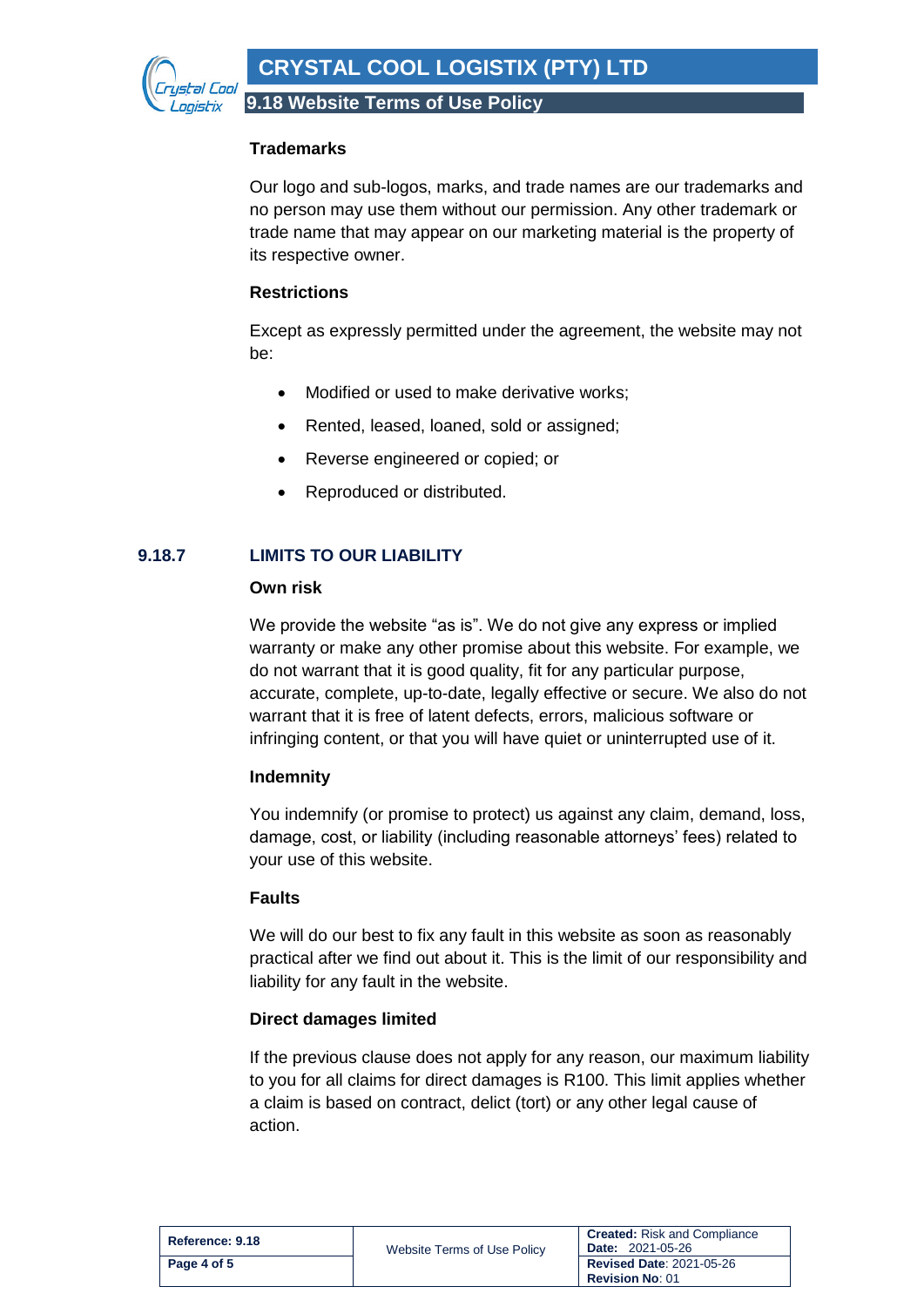**Trademarks**

Our logo and sub-logos, marks, and trade names are our trademarks and no person may use them without our permission. Any other trademark or trade name that may appear on our marketing material is the property of its respective owner.

**Restrictions**

Except as expressly permitted under the agreement, the website may not be:

- Modified or used to make derivative works;
- Rented, leased, loaned, sold or assigned;
- Reverse engineered or copied; or
- Reproduced or distributed.

## 9.18.7 LIMITS TO OUR LIABILITY

**Own risk**

We provide the website "as is". We do not give any express or implied warranty or make any other promise about this website. For example, we do not warrant that it is good quality, fit for any particular purpose, accurate, complete, up-to-date, legally effective or secure. We also do not warrant that it is free of latent defects, errors, malicious software or infringing content, or that you will have quiet or uninterrupted use of it.

**Indemnity**

You indemnify (or promise to protect) us against any claim, demand, loss, damage, cost, or liability (including reasonable attorneys' fees) related to your use of this website.

**Faults**

We will do our best to fix any fault in this website as soon as reasonably practical after we find out about it. This is the limit of our responsibility and liability for any fault in the website.

**Direct damages limited**

If the previous clause does not apply for any reason, our maximum liability to you for all claims for direct damages is R100. This limit applies whether a claim is based on contract, delict (tort) or any other legal cause of action.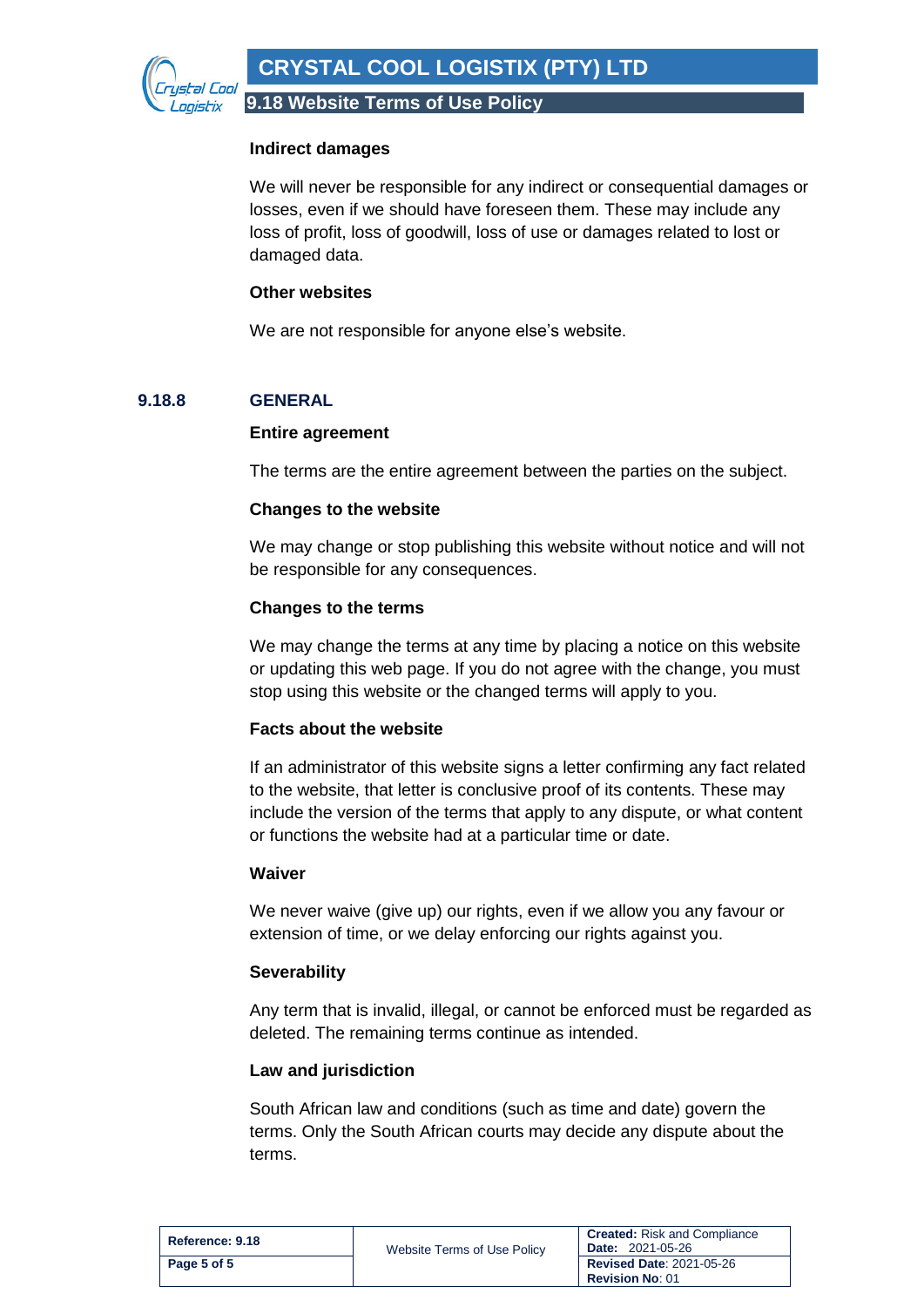### Indirect damages

We will never be responsible for any indirect or consequential damages or losses, even if we should have foreseen them. These may include any loss of profit, loss of goodwill, loss of use or damages related to lost or damaged data.

### Other websites

We are not responsible for anyone else's website.

## 9.18.8 GENERAL

### Entire agreement

The terms are the entire agreement between the parties on the subject.

### Changes to the website

We may change or stop publishing this website without notice and will not be responsible for any consequences.

### Changes to the terms

We may change the terms at any time by placing a notice on this website or updating this web page. If you do not agree with the change, you must stop using this website or the changed terms will apply to you.

### Facts about the website

If an administrator of this website signs a letter confirming any fact related to the website, that letter is conclusive proof of its contents. These may include the version of the terms that apply to any dispute, or what content or functions the website had at a particular time or date.

### Waiver

We never waive (give up) our rights, even if we allow you any favour or extension of time, or we delay enforcing our rights against you.

### Severability

Any term that is invalid, illegal, or cannot be enforced must be regarded as deleted. The remaining terms continue as intended.

### Law and jurisdiction

South African law and conditions (such as time and date) govern the terms. Only the South African courts may decide any dispute about the terms.